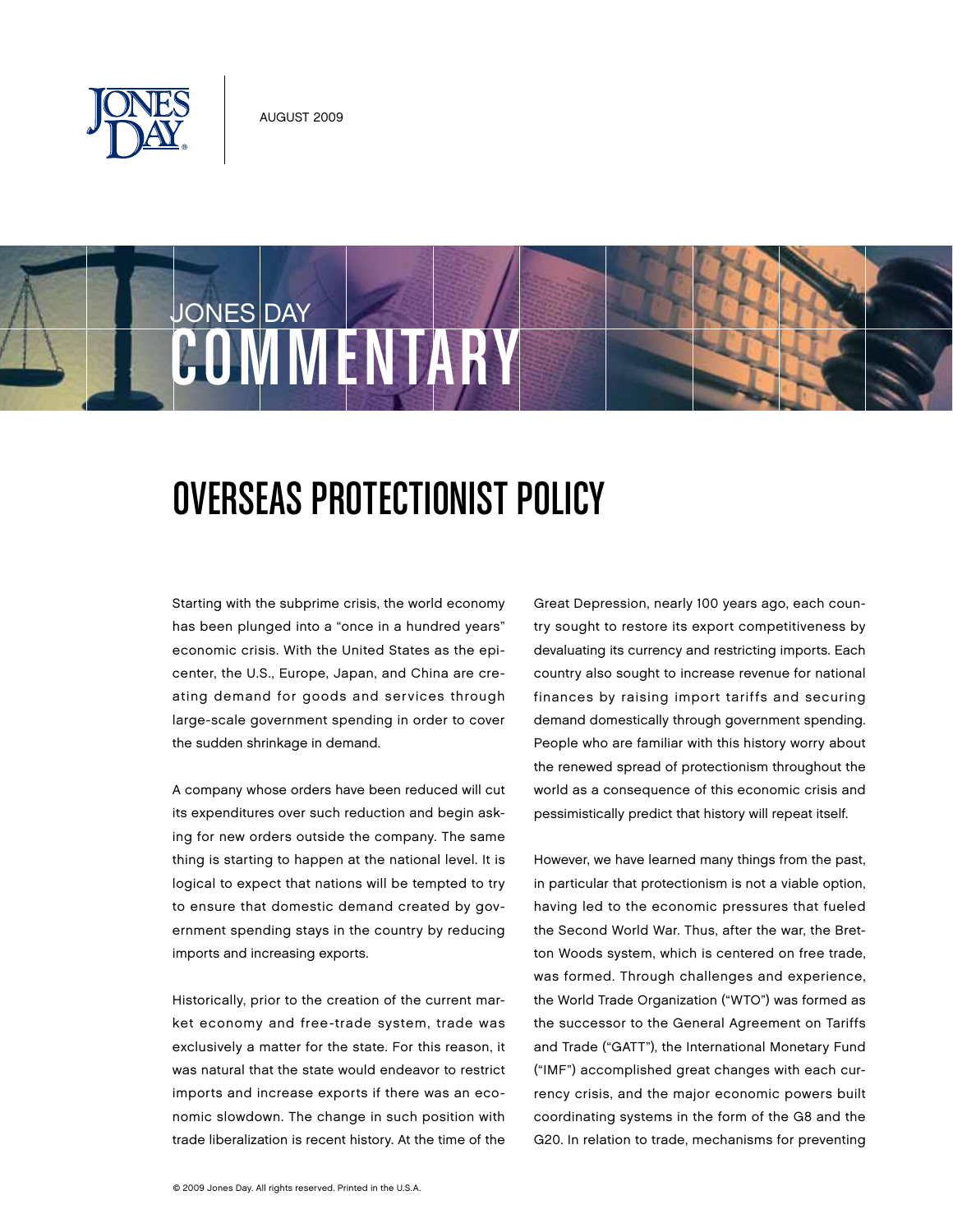AUGUST 2009

JONES DAY COMMENTARY

# OVERSEAS PROTECTIONIST POLICY

Starting with the subprime crisis, the world economy has been plunged into a "once in a hundred years" economic crisis. With the United States as the epicenter, the U.S., Europe, Japan, and China are creating demand for goods and services through large-scale government spending in order to cover the sudden shrinkage in demand.

A company whose orders have been reduced will cut its expenditures over such reduction and begin asking for new orders outside the company. The same thing is starting to happen at the national level. It is logical to expect that nations will be tempted to try to ensure that domestic demand created by government spending stays in the country by reducing imports and increasing exports.

Historically, prior to the creation of the current market economy and free-trade system, trade was exclusively a matter for the state. For this reason, it was natural that the state would endeavor to restrict imports and increase exports if there was an economic slowdown. The change in such position with trade liberalization is recent history. At the time of the Great Depression, nearly 100 years ago, each country sought to restore its export competitiveness by devaluating its currency and restricting imports. Each country also sought to increase revenue for national finances by raising import tariffs and securing demand domestically through government spending. People who are familiar with this history worry about the renewed spread of protectionism throughout the world as a consequence of this economic crisis and pessimistically predict that history will repeat itself.

However, we have learned many things from the past, in particular that protectionism is not a viable option, having led to the economic pressures that fueled the Second World War. Thus, after the war, the Bretton Woods system, which is centered on free trade, was formed. Through challenges and experience, the World Trade Organization ("WTO") was formed as the successor to the General Agreement on Tariffs and Trade ("GATT"), the International Monetary Fund ("IMF") accomplished great changes with each currency crisis, and the major economic powers built coordinating systems in the form of the G8 and the G20. In relation to trade, mechanisms for preventing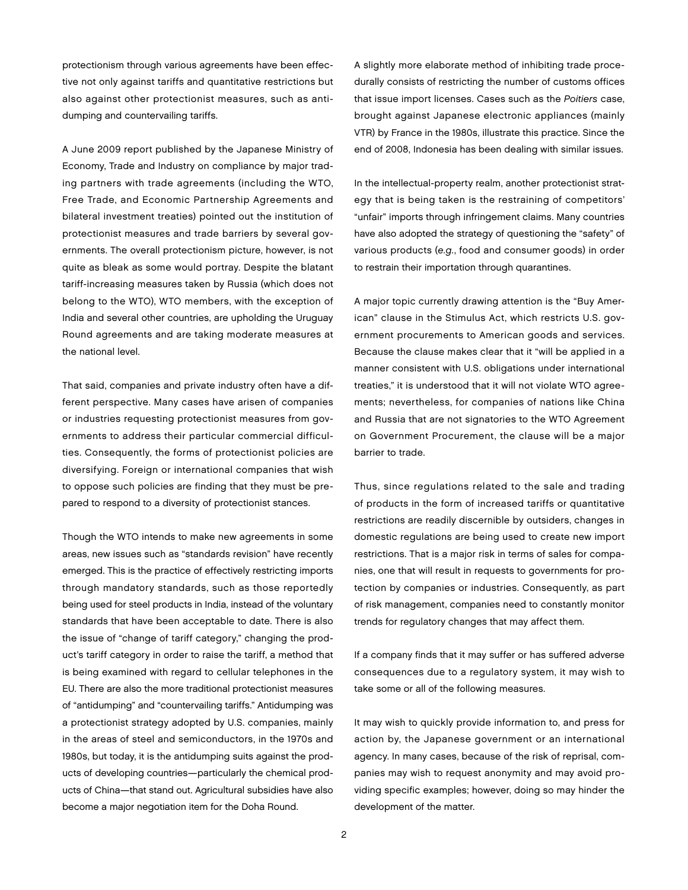protectionism through various agreements have been effective not only against tariffs and quantitative restrictions but also against other protectionist measures, such as antidumping and countervailing tariffs.

A June 2009 report published by the Japanese Ministry of Economy, Trade and Industry on compliance by major trading partners with trade agreements (including the WTO, Free Trade, and Economic Partnership Agreements and bilateral investment treaties) pointed out the institution of protectionist measures and trade barriers by several governments. The overall protectionism picture, however, is not quite as bleak as some would portray. Despite the blatant tariff-increasing measures taken by Russia (which does not belong to the WTO), WTO members, with the exception of India and several other countries, are upholding the Uruguay Round agreements and are taking moderate measures at the national level.

That said, companies and private industry often have a different perspective. Many cases have arisen of companies or industries requesting protectionist measures from governments to address their particular commercial difficulties. Consequently, the forms of protectionist policies are diversifying. Foreign or international companies that wish to oppose such policies are finding that they must be prepared to respond to a diversity of protectionist stances.

Though the WTO intends to make new agreements in some areas, new issues such as "standards revision" have recently emerged. This is the practice of effectively restricting imports through mandatory standards, such as those reportedly being used for steel products in India, instead of the voluntary standards that have been acceptable to date. There is also the issue of "change of tariff category," changing the product's tariff category in order to raise the tariff, a method that is being examined with regard to cellular telephones in the EU. There are also the more traditional protectionist measures of "antidumping" and "countervailing tariffs." Antidumping was a protectionist strategy adopted by U.S. companies, mainly in the areas of steel and semiconductors, in the 1970s and 1980s, but today, it is the antidumping suits against the products of developing countries—particularly the chemical products of China—that stand out. Agricultural subsidies have also become a major negotiation item for the Doha Round.

A slightly more elaborate method of inhibiting trade procedurally consists of restricting the number of customs offices that issue import licenses. Cases such as the *Poitiers* case, brought against Japanese electronic appliances (mainly VTR) by France in the 1980s, illustrate this practice. Since the end of 2008, Indonesia has been dealing with similar issues.

In the intellectual-property realm, another protectionist strategy that is being taken is the restraining of competitors' "unfair" imports through infringement claims. Many countries have also adopted the strategy of questioning the "safety" of various products (*e.g.*, food and consumer goods) in order to restrain their importation through quarantines.

A major topic currently drawing attention is the "Buy American" clause in the Stimulus Act, which restricts U.S. government procurements to American goods and services. Because the clause makes clear that it "will be applied in a manner consistent with U.S. obligations under international treaties," it is understood that it will not violate WTO agreements; nevertheless, for companies of nations like China and Russia that are not signatories to the WTO Agreement on Government Procurement, the clause will be a major barrier to trade.

Thus, since regulations related to the sale and trading of products in the form of increased tariffs or quantitative restrictions are readily discernible by outsiders, changes in domestic regulations are being used to create new import restrictions. That is a major risk in terms of sales for companies, one that will result in requests to governments for protection by companies or industries. Consequently, as part of risk management, companies need to constantly monitor trends for regulatory changes that may affect them.

If a company finds that it may suffer or has suffered adverse consequences due to a regulatory system, it may wish to take some or all of the following measures.

It may wish to quickly provide information to, and press for action by, the Japanese government or an international agency. In many cases, because of the risk of reprisal, companies may wish to request anonymity and may avoid providing specific examples; however, doing so may hinder the development of the matter.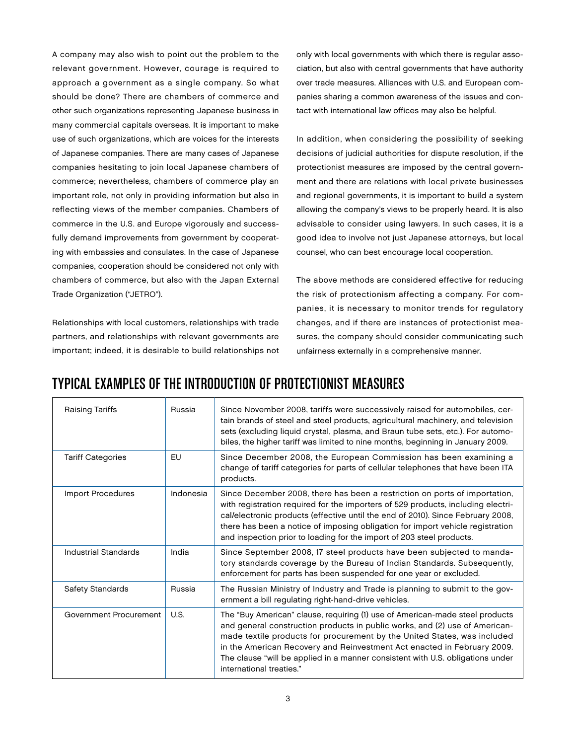A company may also wish to point out the problem to the relevant government. However, courage is required to approach a government as a single company. So what should be done? There are chambers of commerce and other such organizations representing Japanese business in many commercial capitals overseas. It is important to make use of such organizations, which are voices for the interests of Japanese companies. There are many cases of Japanese companies hesitating to join local Japanese chambers of commerce; nevertheless, chambers of commerce play an important role, not only in providing information but also in reflecting views of the member companies. Chambers of commerce in the U.S. and Europe vigorously and successfully demand improvements from government by cooperating with embassies and consulates. In the case of Japanese companies, cooperation should be considered not only with chambers of commerce, but also with the Japan External Trade Organization ("JETRO").

Relationships with local customers, relationships with trade partners, and relationships with relevant governments are important; indeed, it is desirable to build relationships not only with local governments with which there is regular association, but also with central governments that have authority over trade measures. Alliances with U.S. and European companies sharing a common awareness of the issues and contact with international law offices may also be helpful.

In addition, when considering the possibility of seeking decisions of judicial authorities for dispute resolution, if the protectionist measures are imposed by the central government and there are relations with local private businesses and regional governments, it is important to build a system allowing the company's views to be properly heard. It is also advisable to consider using lawyers. In such cases, it is a good idea to involve not just Japanese attorneys, but local counsel, who can best encourage local cooperation.

The above methods are considered effective for reducing the risk of protectionism affecting a company. For companies, it is necessary to monitor trends for regulatory changes, and if there are instances of protectionist measures, the company should consider communicating such unfairness externally in a comprehensive manner.

## TYPICAL EXAMPLES OF THE INTRODUCTION OF PROTECTIONIST MEASURES

| | | |
|---|---|---|
| Raising Tariffs | Russia | Since November 2008, tariffs were successively raised for automobiles, certain brands of steel and steel products, agricultural machinery, and television sets (excluding liquid crystal, plasma, and Braun tube sets, etc.). For automobiles, the higher tariff was limited to nine months, beginning in January 2009. |
| Tariff Categories | EU | Since December 2008, the European Commission has been examining a change of tariff categories for parts of cellular telephones that have been ITA products. |
| Import Procedures | Indonesia | Since December 2008, there has been a restriction on ports of importation, with registration required for the importers of 529 products, including electrical/electronic products (effective until the end of 2010). Since February 2008, there has been a notice of imposing obligation for import vehicle registration and inspection prior to loading for the import of 203 steel products. |
| Industrial Standards | India | Since September 2008, 17 steel products have been subjected to mandatory standards coverage by the Bureau of Indian Standards. Subsequently, enforcement for parts has been suspended for one year or excluded. |
| Safety Standards | Russia | The Russian Ministry of Industry and Trade is planning to submit to the government a bill regulating right-hand-drive vehicles. |
| Government Procurement | U.S. | The "Buy American" clause, requiring (1) use of American-made steel products and general construction products in public works, and (2) use of American-made textile products for procurement by the United States, was included in the American Recovery and Reinvestment Act enacted in February 2009. The clause "will be applied in a manner consistent with U.S. obligations under international treaties." |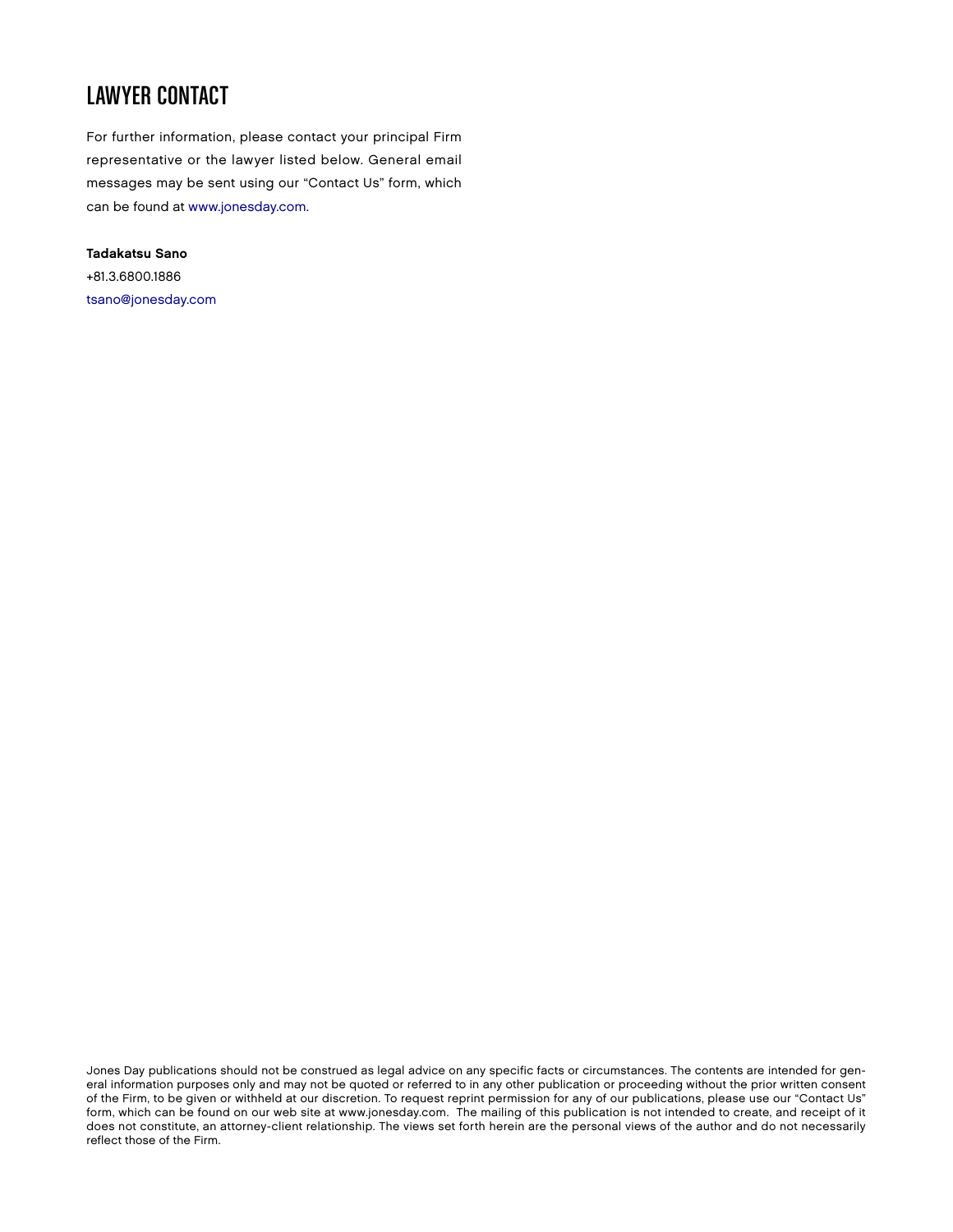## LAWYER CONTACT

For further information, please contact your principal Firm representative or the lawyer listed below. General email messages may be sent using our "Contact Us" form, which can be found at www.jonesday.com.

**Tadakatsu Sano**
+81.3.6800.1886
tsano@jonesday.com

Jones Day publications should not be construed as legal advice on any specific facts or circumstances. The contents are intended for general information purposes only and may not be quoted or referred to in any other publication or proceeding without the prior written consent of the Firm, to be given or withheld at our discretion. To request reprint permission for any of our publications, please use our "Contact Us" form, which can be found on our web site at www.jonesday.com. The mailing of this publication is not intended to create, and receipt of it does not constitute, an attorney-client relationship. The views set forth herein are the personal views of the author and do not necessarily reflect those of the Firm.